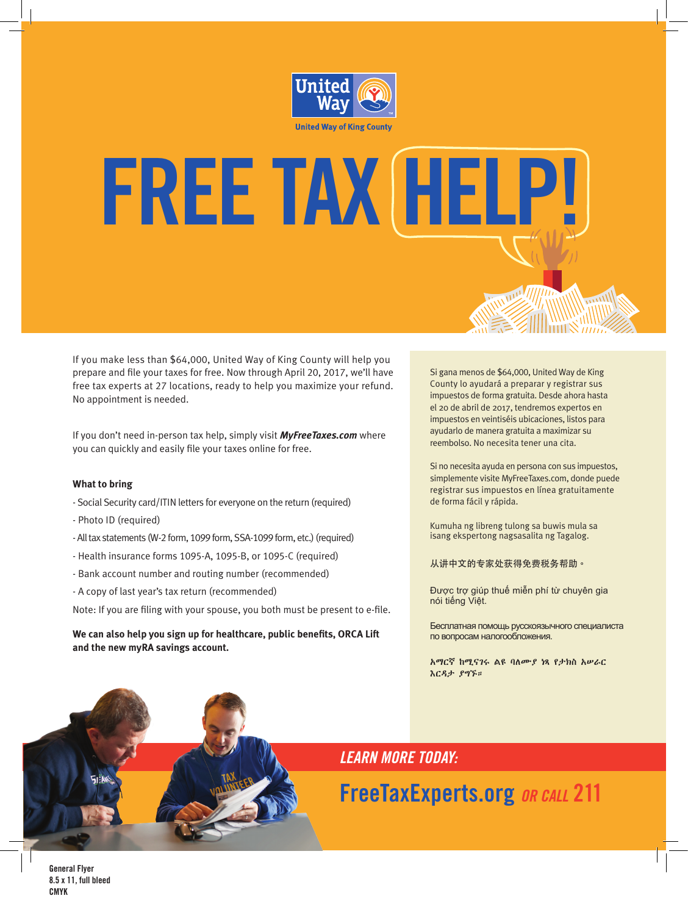United Way

United Way of King County

# FREE TAX HELP!

If you make less than $64,000, United Way of King County will help you prepare and file your taxes for free. Now through April 20, 2017, we'll have free tax experts at 27 locations, ready to help you maximize your refund. No appointment is needed.

If you don't need in-person tax help, simply visit ***MyFreeTaxes.com*** where you can quickly and easily file your taxes online for free.

**What to bring**

- Social Security card/ITIN letters for everyone on the return (required)
- Photo ID (required)
- All tax statements (W-2 form, 1099 form, SSA-1099 form, etc.) (required)
- Health insurance forms 1095-A, 1095-B, or 1095-C (required)
- Bank account number and routing number (recommended)
- A copy of last year's tax return (recommended)

Note: If you are filing with your spouse, you both must be present to e-file.

**We can also help you sign up for healthcare, public benefits, ORCA Lift and the new myRA savings account.**

Si gana menos de $64,000, United Way de King County lo ayudará a preparar y registrar sus impuestos de forma gratuita. Desde ahora hasta el 20 de abril de 2017, tendremos expertos en impuestos en veintiséis ubicaciones, listos para ayudarlo de manera gratuita a maximizar su reembolso. No necesita tener una cita.

Si no necesita ayuda en persona con sus impuestos, simplemente visite MyFreeTaxes.com, donde puede registrar sus impuestos en línea gratuitamente de forma fácil y rápida.

Kumuha ng libreng tulong sa buwis mula sa isang ekspertong nagsasalita ng Tagalog.

从讲中文的专家处获得免费税务帮助。

Được trợ giúp thuế miễn phí từ chuyên gia nói tiếng Việt.

Бесплатная помощь русскоязычного специалиста по вопросам налогообложения.

አማርኛ ከሚናገሩ ልዩ ባለሙያ ነጻ የታክስ እርዳታ ያግኙ።

*LEARN MORE TODAY:*

**FreeTaxExperts.org** *OR CALL* **211**

General Flyer
8.5 x 11, full bleed
CMYK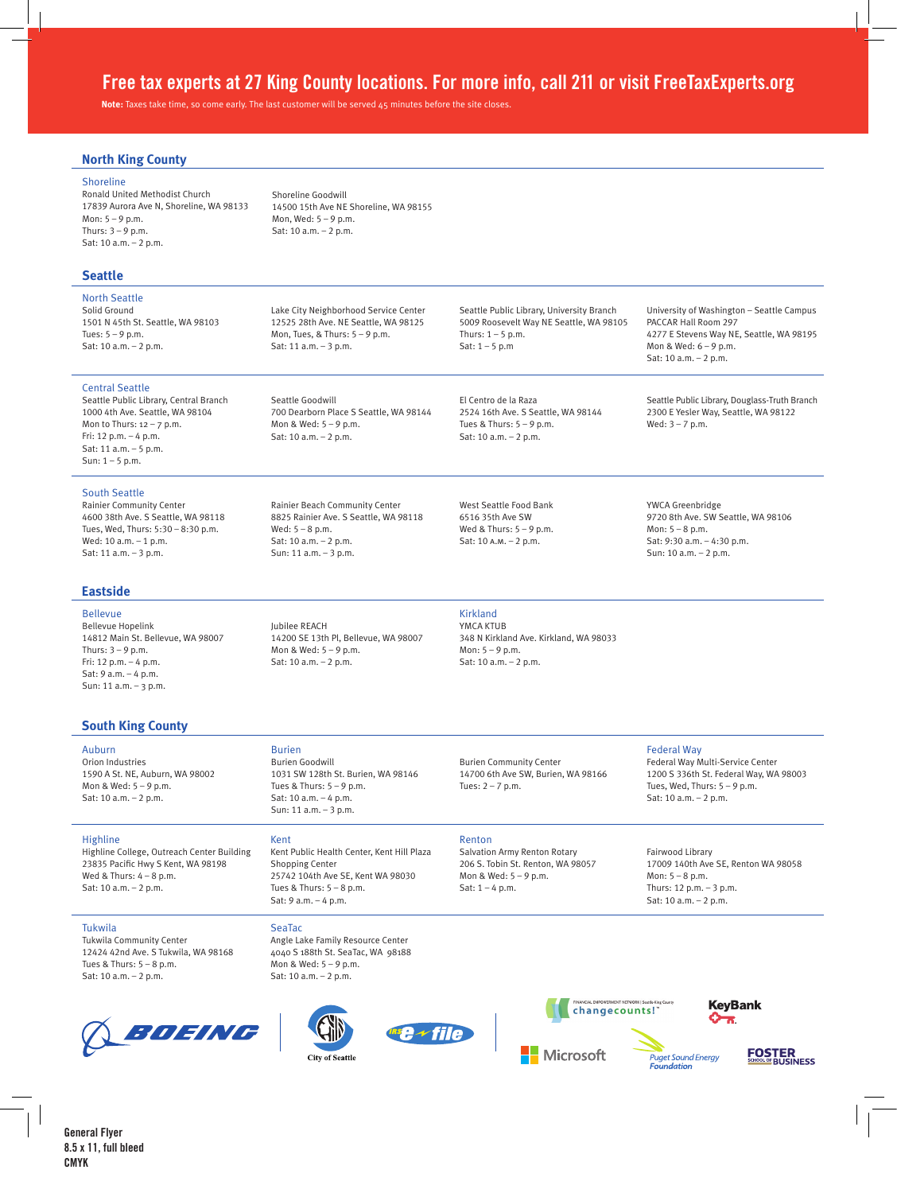# Free tax experts at 27 King County locations. For more info, call 211 or visit FreeTaxExperts.org

**Note:** Taxes take time, so come early. The last customer will be served 45 minutes before the site closes.

## North King County

### Shoreline

Ronald United Methodist Church
17839 Aurora Ave N, Shoreline, WA 98133
Mon: 5 – 9 p.m.
Thurs: 3 – 9 p.m.
Sat: 10 a.m. – 2 p.m.

Shoreline Goodwill
14500 15th Ave NE Shoreline, WA 98155
Mon, Wed: 5 – 9 p.m.
Sat: 10 a.m. – 2 p.m.

## Seattle

### North Seattle

Solid Ground
1501 N 45th St. Seattle, WA 98103
Tues: 5 – 9 p.m.
Sat: 10 a.m. – 2 p.m.

Lake City Neighborhood Service Center
12525 28th Ave. NE Seattle, WA 98125
Mon, Tues, & Thurs: 5 – 9 p.m.
Sat: 11 a.m. – 3 p.m.

Seattle Public Library, University Branch
5009 Roosevelt Way NE Seattle, WA 98105
Thurs: 1 – 5 p.m.
Sat: 1 – 5 p.m

University of Washington – Seattle Campus
PACCAR Hall Room 297
4277 E Stevens Way NE, Seattle, WA 98195
Mon & Wed: 6 – 9 p.m.
Sat: 10 a.m. – 2 p.m.

### Central Seattle

Seattle Public Library, Central Branch
1000 4th Ave. Seattle, WA 98104
Mon to Thurs: 12 – 7 p.m.
Fri: 12 p.m. – 4 p.m.
Sat: 11 a.m. – 5 p.m.
Sun: 1 – 5 p.m.

Seattle Goodwill
700 Dearborn Place S Seattle, WA 98144
Mon & Wed: 5 – 9 p.m.
Sat: 10 a.m. – 2 p.m.

El Centro de la Raza
2524 16th Ave. S Seattle, WA 98144
Tues & Thurs: 5 – 9 p.m.
Sat: 10 a.m. – 2 p.m.

Seattle Public Library, Douglass-Truth Branch
2300 E Yesler Way, Seattle, WA 98122
Wed: 3 – 7 p.m.

### South Seattle

Rainier Community Center
4600 38th Ave. S Seattle, WA 98118
Tues, Wed, Thurs: 5:30 – 8:30 p.m.
Wed: 10 a.m. – 1 p.m.
Sat: 11 a.m. – 3 p.m.

Rainier Beach Community Center
8825 Rainier Ave. S Seattle, WA 98118
Wed: 5 – 8 p.m.
Sat: 10 a.m. – 2 p.m.
Sun: 11 a.m. – 3 p.m.

West Seattle Food Bank
6516 35th Ave SW
Wed & Thurs: 5 – 9 p.m.
Sat: 10 A.M. – 2 p.m.

YWCA Greenbridge
9720 8th Ave. SW Seattle, WA 98106
Mon: 5 – 8 p.m.
Sat: 9:30 a.m. – 4:30 p.m.
Sun: 10 a.m. – 2 p.m.

## Eastside

### Bellevue

Bellevue Hopelink
14812 Main St. Bellevue, WA 98007
Thurs: 3 – 9 p.m.
Fri: 12 p.m. – 4 p.m.
Sat: 9 a.m. – 4 p.m.
Sun: 11 a.m. – 3 p.m.

Jubilee REACH
14200 SE 13th Pl, Bellevue, WA 98007
Mon & Wed: 5 – 9 p.m.
Sat: 10 a.m. – 2 p.m.

### Kirkland

YMCA KTUB
348 N Kirkland Ave. Kirkland, WA 98033
Mon: 5 – 9 p.m.
Sat: 10 a.m. – 2 p.m.

## South King County

### Auburn

Orion Industries
1590 A St. NE, Auburn, WA 98002
Mon & Wed: 5 – 9 p.m.
Sat: 10 a.m. – 2 p.m.

### Burien

Burien Goodwill
1031 SW 128th St. Burien, WA 98146
Tues & Thurs: 5 – 9 p.m.
Sat: 10 a.m. – 4 p.m.
Sun: 11 a.m. – 3 p.m.

Burien Community Center
14700 6th Ave SW, Burien, WA 98166
Tues: 2 – 7 p.m.

### Federal Way

Federal Way Multi-Service Center
1200 S 336th St. Federal Way, WA 98003
Tues, Wed, Thurs: 5 – 9 p.m.
Sat: 10 a.m. – 2 p.m.

### Highline

Highline College, Outreach Center Building
23835 Pacific Hwy S Kent, WA 98198
Wed & Thurs: 4 – 8 p.m.
Sat: 10 a.m. – 2 p.m.

### Kent

Kent Public Health Center, Kent Hill Plaza Shopping Center
25742 104th Ave SE, Kent WA 98030
Tues & Thurs: 5 – 8 p.m.
Sat: 9 a.m. – 4 p.m.

### Renton

Salvation Army Renton Rotary
206 S. Tobin St. Renton, WA 98057
Mon & Wed: 5 – 9 p.m.
Sat: 1 – 4 p.m.

Fairwood Library
17009 140th Ave SE, Renton WA 98058
Mon: 5 – 8 p.m.
Thurs: 12 p.m. – 3 p.m.
Sat: 10 a.m. – 2 p.m.

### Tukwila

Tukwila Community Center
12424 42nd Ave. S Tukwila, WA 98168
Tues & Thurs: 5 – 8 p.m.
Sat: 10 a.m. – 2 p.m.

### SeaTac

Angle Lake Family Resource Center
4040 S 188th St. SeaTac, WA 98188
Mon & Wed: 5 – 9 p.m.
Sat: 10 a.m. – 2 p.m.

BOEING | City of Seattle | IRS e-file | changecounts! | KeyBank | Microsoft | Puget Sound Energy Foundation | Foster School of Business

General Flyer
8.5 x 11, full bleed
CMYK